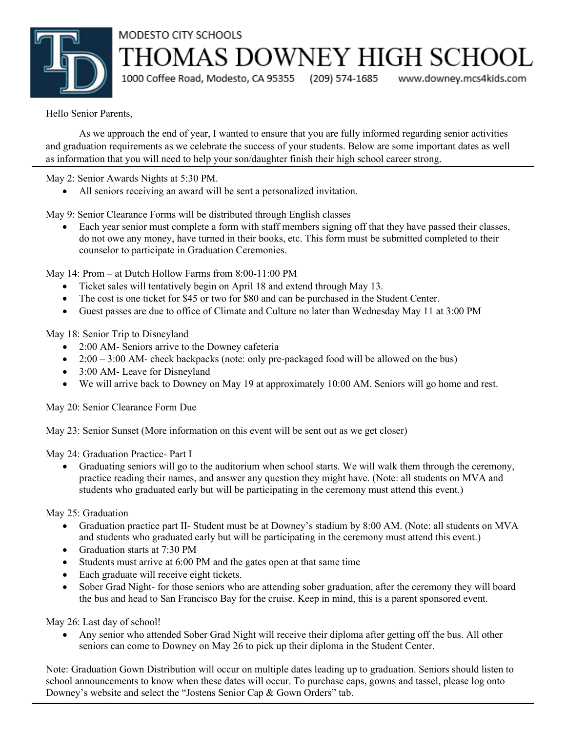MODESTO CITY SCHOOLS

# THOMAS DOWNEY HIGH SCHOOL

1000 Coffee Road, Modesto, CA 95355 (209) 574-1685 www.downey.mcs4kids.com

Hello Senior Parents,

As we approach the end of year, I wanted to ensure that you are fully informed regarding senior activities and graduation requirements as we celebrate the success of your students. Below are some important dates as well as information that you will need to help your son/daughter finish their high school career strong.

---

May 2: Senior Awards Nights at 5:30 PM.

- All seniors receiving an award will be sent a personalized invitation.

May 9: Senior Clearance Forms will be distributed through English classes

- Each year senior must complete a form with staff members signing off that they have passed their classes, do not owe any money, have turned in their books, etc. This form must be submitted completed to their counselor to participate in Graduation Ceremonies.

May 14: Prom – at Dutch Hollow Farms from 8:00-11:00 PM

- Ticket sales will tentatively begin on April 18 and extend through May 13.
- The cost is one ticket for $45 or two for $80 and can be purchased in the Student Center.
- Guest passes are due to office of Climate and Culture no later than Wednesday May 11 at 3:00 PM

May 18: Senior Trip to Disneyland

- 2:00 AM- Seniors arrive to the Downey cafeteria
- 2:00 – 3:00 AM- check backpacks (note: only pre-packaged food will be allowed on the bus)
- 3:00 AM- Leave for Disneyland
- We will arrive back to Downey on May 19 at approximately 10:00 AM. Seniors will go home and rest.

May 20: Senior Clearance Form Due

May 23: Senior Sunset (More information on this event will be sent out as we get closer)

May 24: Graduation Practice- Part I

- Graduating seniors will go to the auditorium when school starts. We will walk them through the ceremony, practice reading their names, and answer any question they might have. (Note: all students on MVA and students who graduated early but will be participating in the ceremony must attend this event.)

May 25: Graduation

- Graduation practice part II- Student must be at Downey's stadium by 8:00 AM. (Note: all students on MVA and students who graduated early but will be participating in the ceremony must attend this event.)
- Graduation starts at 7:30 PM
- Students must arrive at 6:00 PM and the gates open at that same time
- Each graduate will receive eight tickets.
- Sober Grad Night- for those seniors who are attending sober graduation, after the ceremony they will board the bus and head to San Francisco Bay for the cruise. Keep in mind, this is a parent sponsored event.

May 26: Last day of school!

- Any senior who attended Sober Grad Night will receive their diploma after getting off the bus. All other seniors can come to Downey on May 26 to pick up their diploma in the Student Center.

Note: Graduation Gown Distribution will occur on multiple dates leading up to graduation. Seniors should listen to school announcements to know when these dates will occur. To purchase caps, gowns and tassel, please log onto Downey's website and select the "Jostens Senior Cap & Gown Orders" tab.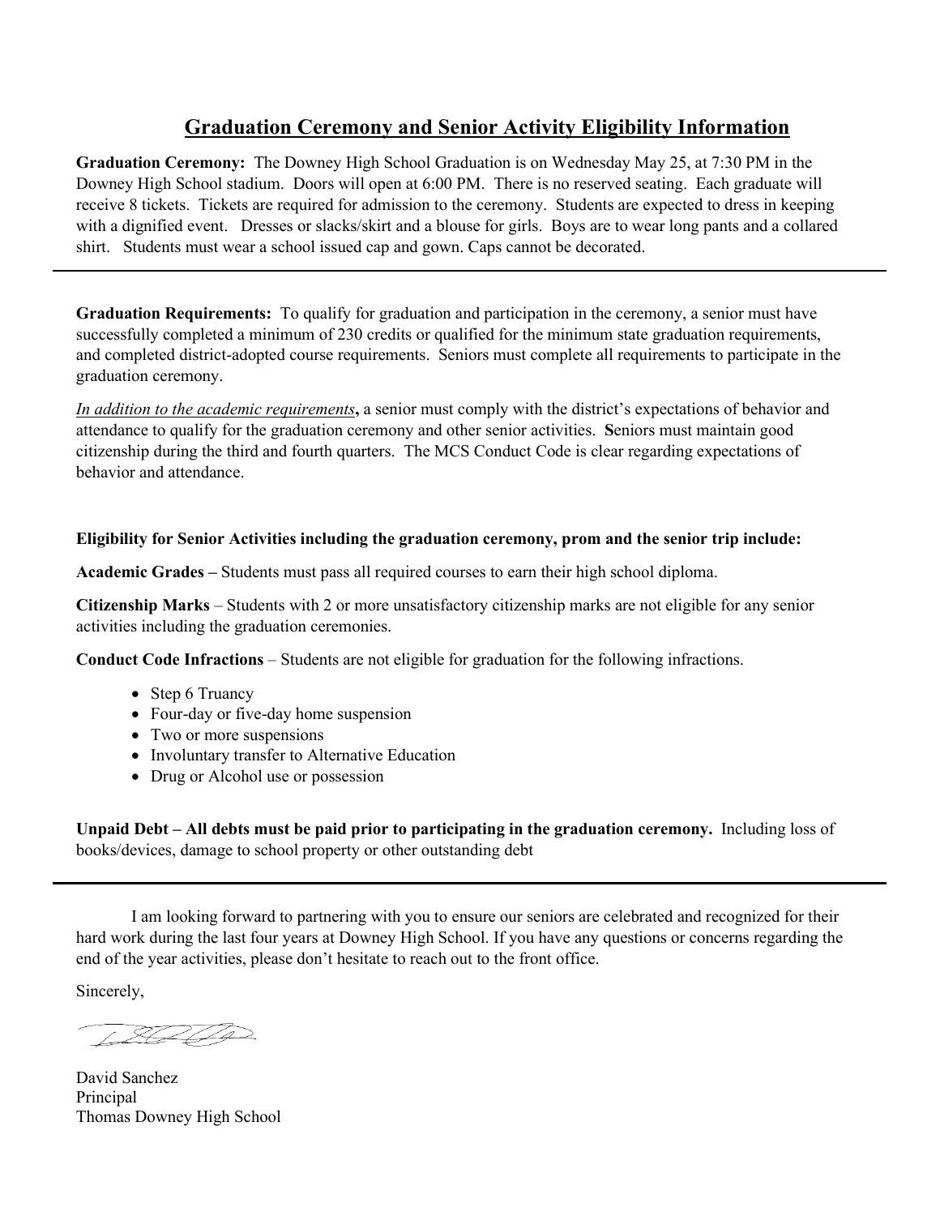## Graduation Ceremony and Senior Activity Eligibility Information

**Graduation Ceremony:** The Downey High School Graduation is on Wednesday May 25, at 7:30 PM in the Downey High School stadium. Doors will open at 6:00 PM. There is no reserved seating. Each graduate will receive 8 tickets. Tickets are required for admission to the ceremony. Students are expected to dress in keeping with a dignified event. Dresses or slacks/skirt and a blouse for girls. Boys are to wear long pants and a collared shirt. Students must wear a school issued cap and gown. Caps cannot be decorated.

---

**Graduation Requirements:** To qualify for graduation and participation in the ceremony, a senior must have successfully completed a minimum of 230 credits or qualified for the minimum state graduation requirements, and completed district-adopted course requirements. Seniors must complete all requirements to participate in the graduation ceremony.

*In addition to the academic requirements*, a senior must comply with the district's expectations of behavior and attendance to qualify for the graduation ceremony and other senior activities. Seniors must maintain good citizenship during the third and fourth quarters. The MCS Conduct Code is clear regarding expectations of behavior and attendance.

**Eligibility for Senior Activities including the graduation ceremony, prom and the senior trip include:**

**Academic Grades –** Students must pass all required courses to earn their high school diploma.

**Citizenship Marks** – Students with 2 or more unsatisfactory citizenship marks are not eligible for any senior activities including the graduation ceremonies.

**Conduct Code Infractions** – Students are not eligible for graduation for the following infractions.

- Step 6 Truancy
- Four-day or five-day home suspension
- Two or more suspensions
- Involuntary transfer to Alternative Education
- Drug or Alcohol use or possession

**Unpaid Debt – All debts must be paid prior to participating in the graduation ceremony.** Including loss of books/devices, damage to school property or other outstanding debt

---

I am looking forward to partnering with you to ensure our seniors are celebrated and recognized for their hard work during the last four years at Downey High School. If you have any questions or concerns regarding the end of the year activities, please don't hesitate to reach out to the front office.

Sincerely,

David Sanchez
Principal
Thomas Downey High School